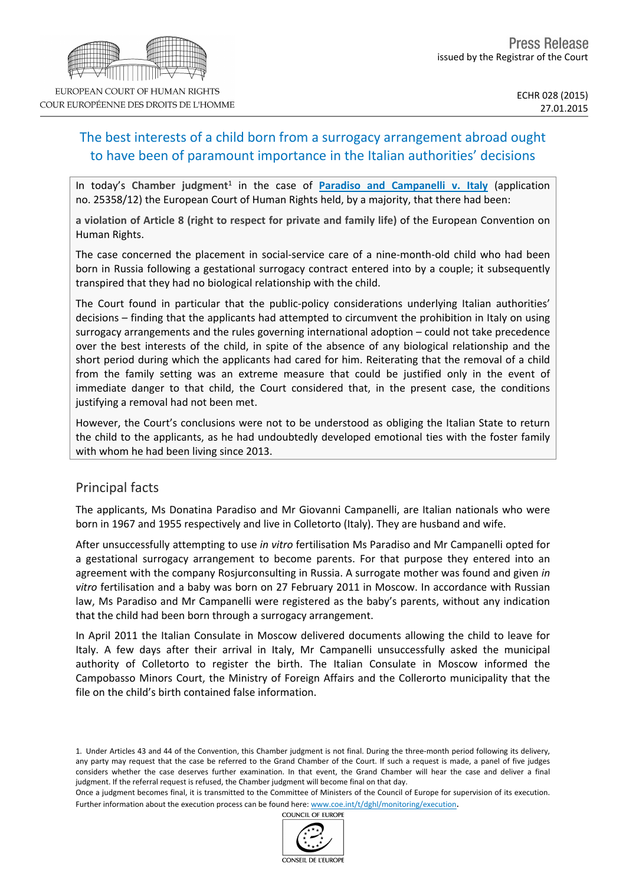EUROPEAN COURT OF HUMAN RIGHTS
COUR EUROPÉENNE DES DROITS DE L'HOMME

Press Release
issued by the Registrar of the Court

ECHR 028 (2015)
27.01.2015

# The best interests of a child born from a surrogacy arrangement abroad ought to have been of paramount importance in the Italian authorities' decisions

In today's **Chamber judgment**[1] in the case of **Paradiso and Campanelli v. Italy** (application no. 25358/12) the European Court of Human Rights held, by a majority, that there had been:

**a violation of Article 8 (right to respect for private and family life)** of the European Convention on Human Rights.

The case concerned the placement in social-service care of a nine-month-old child who had been born in Russia following a gestational surrogacy contract entered into by a couple; it subsequently transpired that they had no biological relationship with the child.

The Court found in particular that the public-policy considerations underlying Italian authorities' decisions – finding that the applicants had attempted to circumvent the prohibition in Italy on using surrogacy arrangements and the rules governing international adoption – could not take precedence over the best interests of the child, in spite of the absence of any biological relationship and the short period during which the applicants had cared for him. Reiterating that the removal of a child from the family setting was an extreme measure that could be justified only in the event of immediate danger to that child, the Court considered that, in the present case, the conditions justifying a removal had not been met.

However, the Court's conclusions were not to be understood as obliging the Italian State to return the child to the applicants, as he had undoubtedly developed emotional ties with the foster family with whom he had been living since 2013.

## Principal facts

The applicants, Ms Donatina Paradiso and Mr Giovanni Campanelli, are Italian nationals who were born in 1967 and 1955 respectively and live in Colletorto (Italy). They are husband and wife.

After unsuccessfully attempting to use *in vitro* fertilisation Ms Paradiso and Mr Campanelli opted for a gestational surrogacy arrangement to become parents. For that purpose they entered into an agreement with the company Rosjurconsulting in Russia. A surrogate mother was found and given *in vitro* fertilisation and a baby was born on 27 February 2011 in Moscow. In accordance with Russian law, Ms Paradiso and Mr Campanelli were registered as the baby's parents, without any indication that the child had been born through a surrogacy arrangement.

In April 2011 the Italian Consulate in Moscow delivered documents allowing the child to leave for Italy. A few days after their arrival in Italy, Mr Campanelli unsuccessfully asked the municipal authority of Colletorto to register the birth. The Italian Consulate in Moscow informed the Campobasso Minors Court, the Ministry of Foreign Affairs and the Collerorto municipality that the file on the child's birth contained false information.

---

1. Under Articles 43 and 44 of the Convention, this Chamber judgment is not final. During the three-month period following its delivery, any party may request that the case be referred to the Grand Chamber of the Court. If such a request is made, a panel of five judges considers whether the case deserves further examination. In that event, the Grand Chamber will hear the case and deliver a final judgment. If the referral request is refused, the Chamber judgment will become final on that day.
Once a judgment becomes final, it is transmitted to the Committee of Ministers of the Council of Europe for supervision of its execution. Further information about the execution process can be found here: www.coe.int/t/dghl/monitoring/execution.

COUNCIL OF EUROPE
CONSEIL DE L'EUROPE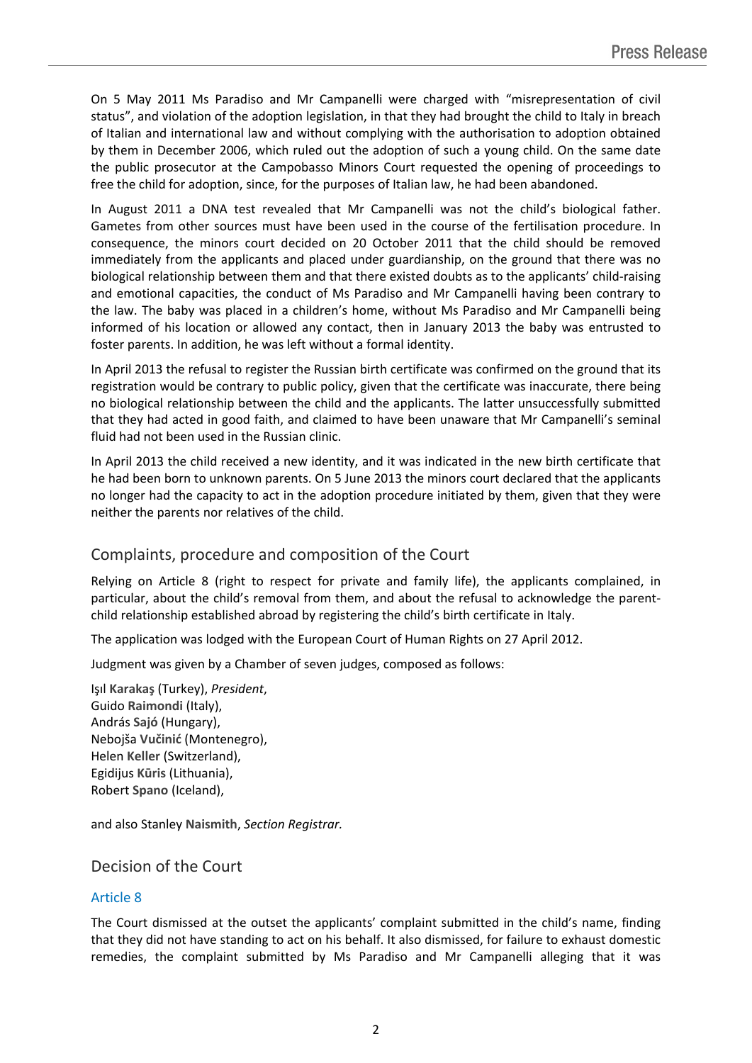On 5 May 2011 Ms Paradiso and Mr Campanelli were charged with "misrepresentation of civil status", and violation of the adoption legislation, in that they had brought the child to Italy in breach of Italian and international law and without complying with the authorisation to adoption obtained by them in December 2006, which ruled out the adoption of such a young child. On the same date the public prosecutor at the Campobasso Minors Court requested the opening of proceedings to free the child for adoption, since, for the purposes of Italian law, he had been abandoned.

In August 2011 a DNA test revealed that Mr Campanelli was not the child's biological father. Gametes from other sources must have been used in the course of the fertilisation procedure. In consequence, the minors court decided on 20 October 2011 that the child should be removed immediately from the applicants and placed under guardianship, on the ground that there was no biological relationship between them and that there existed doubts as to the applicants' child-raising and emotional capacities, the conduct of Ms Paradiso and Mr Campanelli having been contrary to the law. The baby was placed in a children's home, without Ms Paradiso and Mr Campanelli being informed of his location or allowed any contact, then in January 2013 the baby was entrusted to foster parents. In addition, he was left without a formal identity.

In April 2013 the refusal to register the Russian birth certificate was confirmed on the ground that its registration would be contrary to public policy, given that the certificate was inaccurate, there being no biological relationship between the child and the applicants. The latter unsuccessfully submitted that they had acted in good faith, and claimed to have been unaware that Mr Campanelli's seminal fluid had not been used in the Russian clinic.

In April 2013 the child received a new identity, and it was indicated in the new birth certificate that he had been born to unknown parents. On 5 June 2013 the minors court declared that the applicants no longer had the capacity to act in the adoption procedure initiated by them, given that they were neither the parents nor relatives of the child.

## Complaints, procedure and composition of the Court

Relying on Article 8 (right to respect for private and family life), the applicants complained, in particular, about the child's removal from them, and about the refusal to acknowledge the parent-child relationship established abroad by registering the child's birth certificate in Italy.

The application was lodged with the European Court of Human Rights on 27 April 2012.

Judgment was given by a Chamber of seven judges, composed as follows:

Işıl **Karakaş** (Turkey), *President*,
Guido **Raimondi** (Italy),
András **Sajó** (Hungary),
Nebojša **Vučinić** (Montenegro),
Helen **Keller** (Switzerland),
Egidijus **Kūris** (Lithuania),
Robert **Spano** (Iceland),

and also Stanley **Naismith**, *Section Registrar.*

## Decision of the Court

### Article 8

The Court dismissed at the outset the applicants' complaint submitted in the child's name, finding that they did not have standing to act on his behalf. It also dismissed, for failure to exhaust domestic remedies, the complaint submitted by Ms Paradiso and Mr Campanelli alleging that it was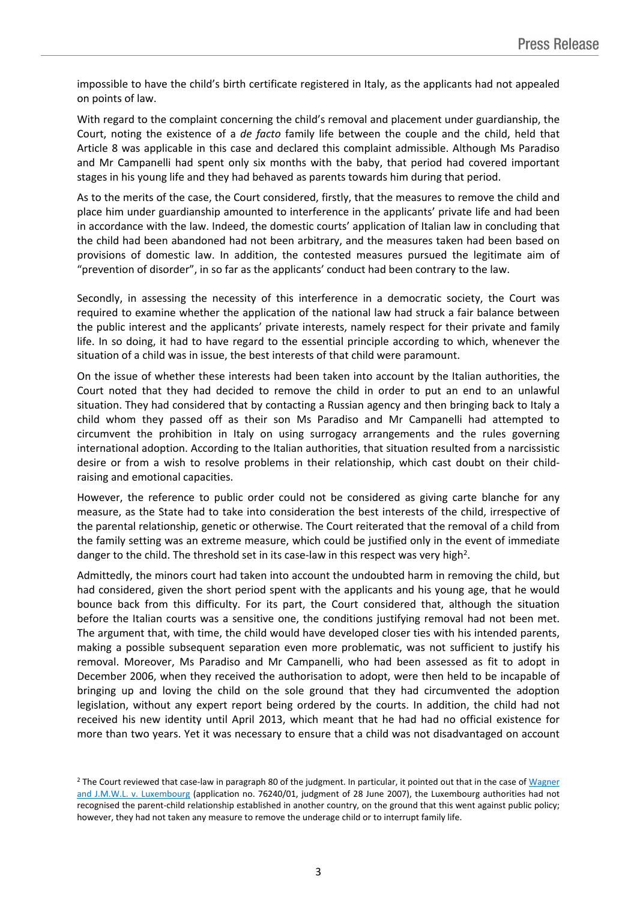impossible to have the child's birth certificate registered in Italy, as the applicants had not appealed on points of law.

With regard to the complaint concerning the child's removal and placement under guardianship, the Court, noting the existence of a *de facto* family life between the couple and the child, held that Article 8 was applicable in this case and declared this complaint admissible. Although Ms Paradiso and Mr Campanelli had spent only six months with the baby, that period had covered important stages in his young life and they had behaved as parents towards him during that period.

As to the merits of the case, the Court considered, firstly, that the measures to remove the child and place him under guardianship amounted to interference in the applicants' private life and had been in accordance with the law. Indeed, the domestic courts' application of Italian law in concluding that the child had been abandoned had not been arbitrary, and the measures taken had been based on provisions of domestic law. In addition, the contested measures pursued the legitimate aim of "prevention of disorder", in so far as the applicants' conduct had been contrary to the law.

Secondly, in assessing the necessity of this interference in a democratic society, the Court was required to examine whether the application of the national law had struck a fair balance between the public interest and the applicants' private interests, namely respect for their private and family life. In so doing, it had to have regard to the essential principle according to which, whenever the situation of a child was in issue, the best interests of that child were paramount.

On the issue of whether these interests had been taken into account by the Italian authorities, the Court noted that they had decided to remove the child in order to put an end to an unlawful situation. They had considered that by contacting a Russian agency and then bringing back to Italy a child whom they passed off as their son Ms Paradiso and Mr Campanelli had attempted to circumvent the prohibition in Italy on using surrogacy arrangements and the rules governing international adoption. According to the Italian authorities, that situation resulted from a narcissistic desire or from a wish to resolve problems in their relationship, which cast doubt on their child-raising and emotional capacities.

However, the reference to public order could not be considered as giving carte blanche for any measure, as the State had to take into consideration the best interests of the child, irrespective of the parental relationship, genetic or otherwise. The Court reiterated that the removal of a child from the family setting was an extreme measure, which could be justified only in the event of immediate danger to the child. The threshold set in its case-law in this respect was very high[2].

Admittedly, the minors court had taken into account the undoubted harm in removing the child, but had considered, given the short period spent with the applicants and his young age, that he would bounce back from this difficulty. For its part, the Court considered that, although the situation before the Italian courts was a sensitive one, the conditions justifying removal had not been met. The argument that, with time, the child would have developed closer ties with his intended parents, making a possible subsequent separation even more problematic, was not sufficient to justify his removal. Moreover, Ms Paradiso and Mr Campanelli, who had been assessed as fit to adopt in December 2006, when they received the authorisation to adopt, were then held to be incapable of bringing up and loving the child on the sole ground that they had circumvented the adoption legislation, without any expert report being ordered by the courts. In addition, the child had not received his new identity until April 2013, which meant that he had had no official existence for more than two years. Yet it was necessary to ensure that a child was not disadvantaged on account

[2] The Court reviewed that case-law in paragraph 80 of the judgment. In particular, it pointed out that in the case of Wagner and J.M.W.L. v. Luxembourg (application no. 76240/01, judgment of 28 June 2007), the Luxembourg authorities had not recognised the parent-child relationship established in another country, on the ground that this went against public policy; however, they had not taken any measure to remove the underage child or to interrupt family life.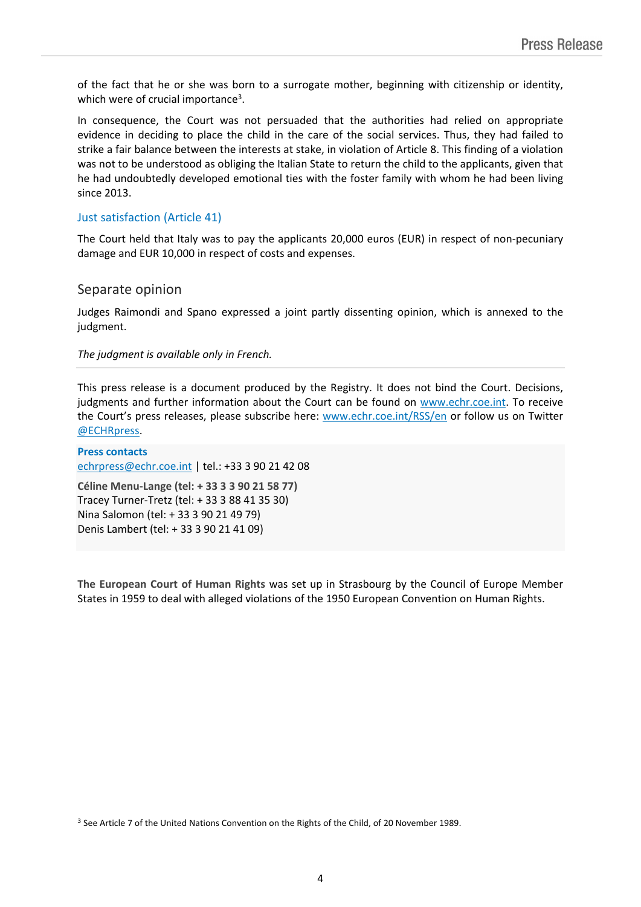of the fact that he or she was born to a surrogate mother, beginning with citizenship or identity, which were of crucial importance[3].

In consequence, the Court was not persuaded that the authorities had relied on appropriate evidence in deciding to place the child in the care of the social services. Thus, they had failed to strike a fair balance between the interests at stake, in violation of Article 8. This finding of a violation was not to be understood as obliging the Italian State to return the child to the applicants, given that he had undoubtedly developed emotional ties with the foster family with whom he had been living since 2013.

### Just satisfaction (Article 41)

The Court held that Italy was to pay the applicants 20,000 euros (EUR) in respect of non-pecuniary damage and EUR 10,000 in respect of costs and expenses.

## Separate opinion

Judges Raimondi and Spano expressed a joint partly dissenting opinion, which is annexed to the judgment.

*The judgment is available only in French.*

---

This press release is a document produced by the Registry. It does not bind the Court. Decisions, judgments and further information about the Court can be found on www.echr.coe.int. To receive the Court's press releases, please subscribe here: www.echr.coe.int/RSS/en or follow us on Twitter @ECHRpress.

**Press contacts**
echrpress@echr.coe.int | tel.: +33 3 90 21 42 08

**Céline Menu-Lange (tel: + 33 3 3 90 21 58 77)**
Tracey Turner-Tretz (tel: + 33 3 88 41 35 30)
Nina Salomon (tel: + 33 3 90 21 49 79)
Denis Lambert (tel: + 33 3 90 21 41 09)

**The European Court of Human Rights** was set up in Strasbourg by the Council of Europe Member States in 1959 to deal with alleged violations of the 1950 European Convention on Human Rights.

[3] See Article 7 of the United Nations Convention on the Rights of the Child, of 20 November 1989.